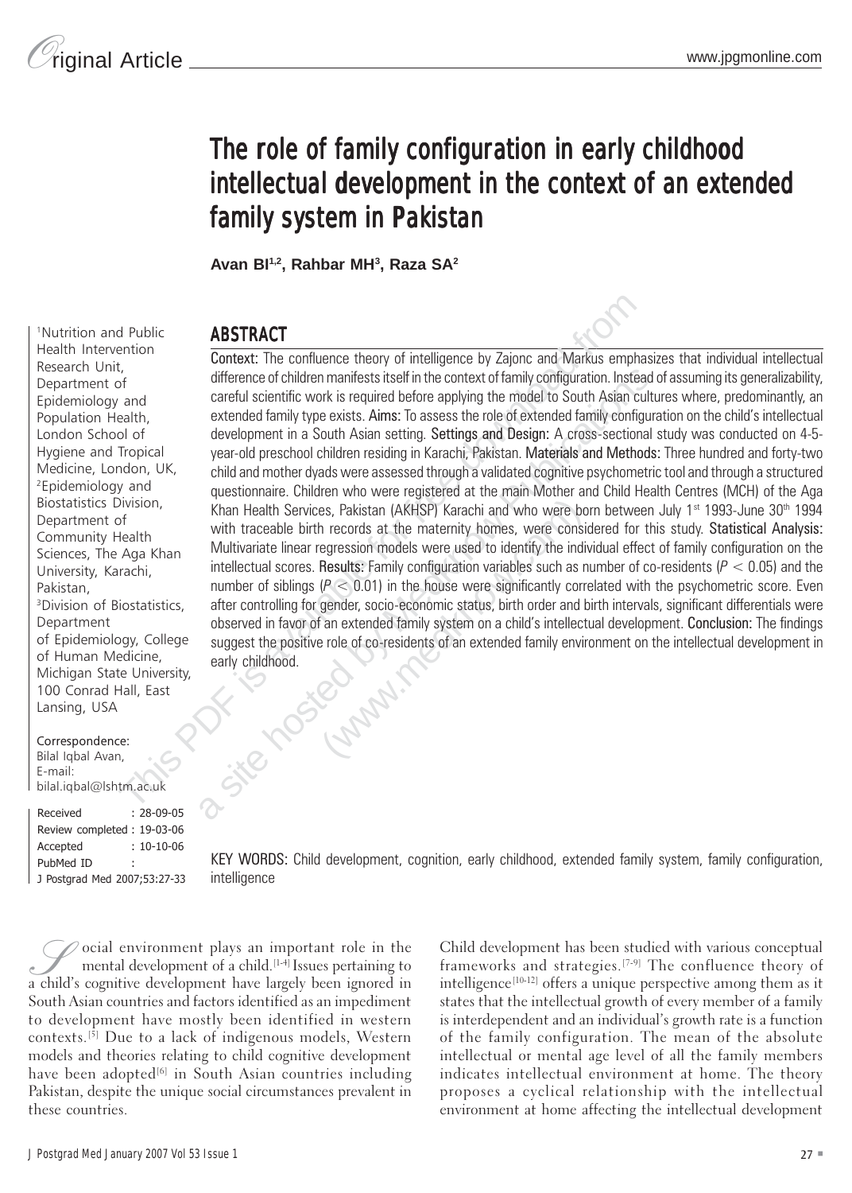# The role of family configuration in early childhood intellectual development in the context of an extended family system in Pakistan

**Avan BI[1,2], Rahbar MH[3], Raza SA[2]**

[1]Nutrition and Public Health Intervention Research Unit, Department of Epidemiology and Population Health, London School of Hygiene and Tropical Medicine, London, UK, [2]Epidemiology and Biostatistics Division, Department of Community Health Sciences, The Aga Khan University, Karachi, Pakistan, [3]Division of Biostatistics, Department of Epidemiology, College of Human Medicine, Michigan State University, 100 Conrad Hall, East Lansing, USA

Correspondence:
Bilal Iqbal Avan,
E-mail: bilal.iqbal@lshtm.ac.uk

| | |
|---|---|
| Received | : 28-09-05 |
| Review completed | : 19-03-06 |
| Accepted | : 10-10-06 |
| PubMed ID | : |

J Postgrad Med 2007;53:27-33

## ABSTRACT

**Context:** The confluence theory of intelligence by Zajonc and Markus emphasizes that individual intellectual difference of children manifests itself in the context of family configuration. Instead of assuming its generalizability, careful scientific work is required before applying the model to South Asian cultures where, predominantly, an extended family type exists. **Aims:** To assess the role of extended family configuration on the child's intellectual development in a South Asian setting. **Settings and Design:** A cross-sectional study was conducted on 4-5-year-old preschool children residing in Karachi, Pakistan. **Materials and Methods:** Three hundred and forty-two child and mother dyads were assessed through a validated cognitive psychometric tool and through a structured questionnaire. Children who were registered at the main Mother and Child Health Centres (MCH) of the Aga Khan Health Services, Pakistan (AKHSP) Karachi and who were born between July 1st 1993-June 30th 1994 with traceable birth records at the maternity homes, were considered for this study. **Statistical Analysis:** Multivariate linear regression models were used to identify the individual effect of family configuration on the intellectual scores. **Results:** Family configuration variables such as number of co-residents ($P < 0.05$) and the number of siblings ($P < 0.01$) in the house were significantly correlated with the psychometric score. Even after controlling for gender, socio-economic status, birth order and birth intervals, significant differentials were observed in favor of an extended family system on a child's intellectual development. **Conclusion:** The findings suggest the positive role of co-residents of an extended family environment on the intellectual development in early childhood.

**KEY WORDS:** Child development, cognition, early childhood, extended family system, family configuration, intelligence

Social environment plays an important role in the mental development of a child.[1-4] Issues pertaining to a child's cognitive development have largely been ignored in South Asian countries and factors identified as an impediment to development have mostly been identified in western contexts.[5] Due to a lack of indigenous models, Western models and theories relating to child cognitive development have been adopted[6] in South Asian countries including Pakistan, despite the unique social circumstances prevalent in these countries.

Child development has been studied with various conceptual frameworks and strategies.[7-9] The confluence theory of intelligence[10-12] offers a unique perspective among them as it states that the intellectual growth of every member of a family is interdependent and an individual's growth rate is a function of the family configuration. The mean of the absolute intellectual or mental age level of all the family members indicates intellectual environment at home. The theory proposes a cyclical relationship with the intellectual environment at home affecting the intellectual development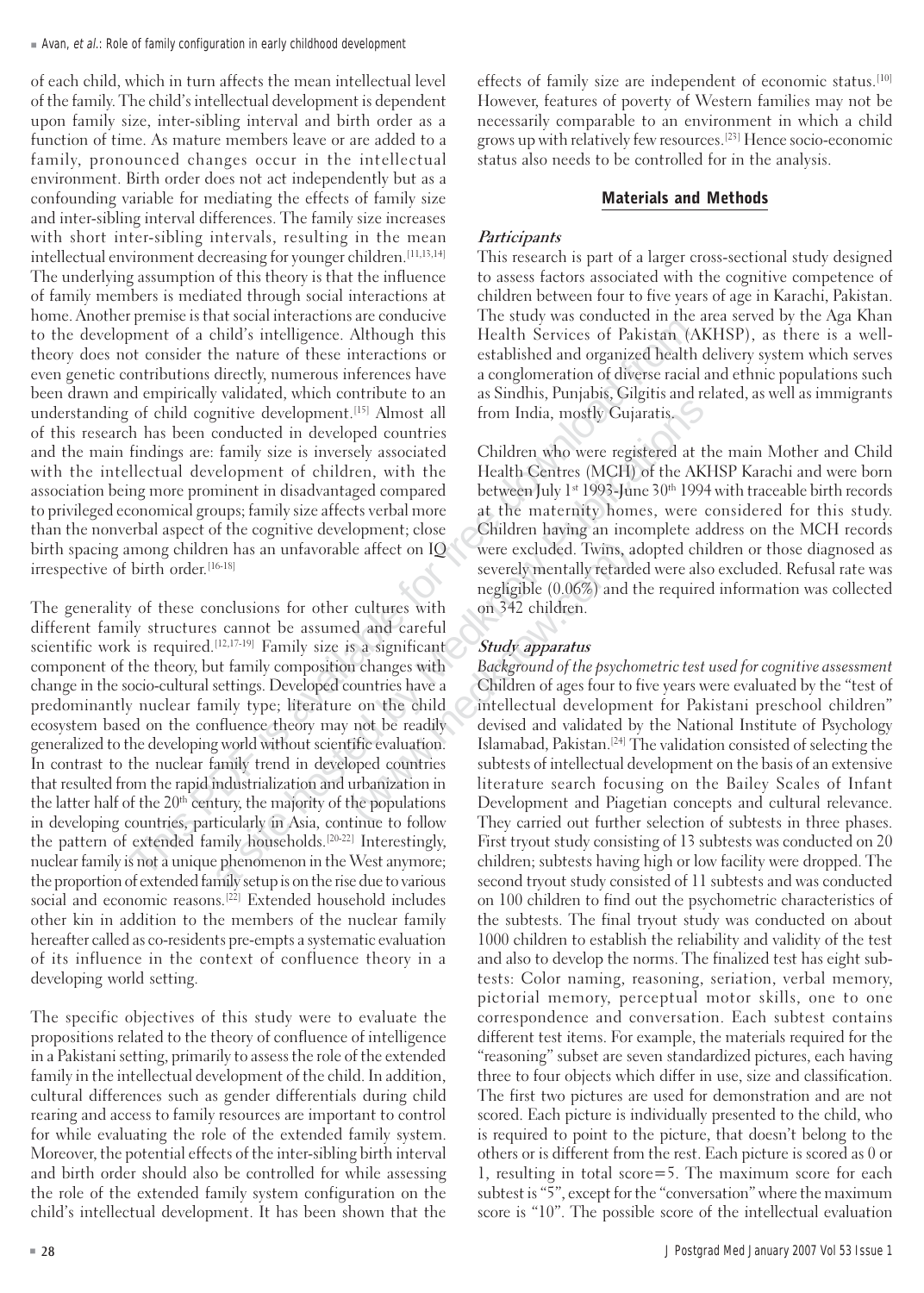of each child, which in turn affects the mean intellectual level of the family. The child's intellectual development is dependent upon family size, inter-sibling interval and birth order as a function of time. As mature members leave or are added to a family, pronounced changes occur in the intellectual environment. Birth order does not act independently but as a confounding variable for mediating the effects of family size and inter-sibling interval differences. The family size increases with short inter-sibling intervals, resulting in the mean intellectual environment decreasing for younger children.[11,13,14] The underlying assumption of this theory is that the influence of family members is mediated through social interactions at home. Another premise is that social interactions are conducive to the development of a child's intelligence. Although this theory does not consider the nature of these interactions or even genetic contributions directly, numerous inferences have been drawn and empirically validated, which contribute to an understanding of child cognitive development.[15] Almost all of this research has been conducted in developed countries and the main findings are: family size is inversely associated with the intellectual development of children, with the association being more prominent in disadvantaged compared to privileged economical groups; family size affects verbal more than the nonverbal aspect of the cognitive development; close birth spacing among children has an unfavorable affect on IQ irrespective of birth order.[16-18]

The generality of these conclusions for other cultures with different family structures cannot be assumed and careful scientific work is required.[12,17-19] Family size is a significant component of the theory, but family composition changes with change in the socio-cultural settings. Developed countries have a predominantly nuclear family type; literature on the child ecosystem based on the confluence theory may not be readily generalized to the developing world without scientific evaluation. In contrast to the nuclear family trend in developed countries that resulted from the rapid industrialization and urbanization in the latter half of the 20th century, the majority of the populations in developing countries, particularly in Asia, continue to follow the pattern of extended family households.[20-22] Interestingly, nuclear family is not a unique phenomenon in the West anymore; the proportion of extended family setup is on the rise due to various social and economic reasons.[22] Extended household includes other kin in addition to the members of the nuclear family hereafter called as co-residents pre-empts a systematic evaluation of its influence in the context of confluence theory in a developing world setting.

The specific objectives of this study were to evaluate the propositions related to the theory of confluence of intelligence in a Pakistani setting, primarily to assess the role of the extended family in the intellectual development of the child. In addition, cultural differences such as gender differentials during child rearing and access to family resources are important to control for while evaluating the role of the extended family system. Moreover, the potential effects of the inter-sibling birth interval and birth order should also be controlled for while assessing the role of the extended family system configuration on the child's intellectual development. It has been shown that the effects of family size are independent of economic status.[10] However, features of poverty of Western families may not be necessarily comparable to an environment in which a child grows up with relatively few resources.[23] Hence socio-economic status also needs to be controlled for in the analysis.

## Materials and Methods

### *Participants*

This research is part of a larger cross-sectional study designed to assess factors associated with the cognitive competence of children between four to five years of age in Karachi, Pakistan. The study was conducted in the area served by the Aga Khan Health Services of Pakistan (AKHSP), as there is a well-established and organized health delivery system which serves a conglomeration of diverse racial and ethnic populations such as Sindhis, Punjabis, Gilgitis and related, as well as immigrants from India, mostly Gujaratis.

Children who were registered at the main Mother and Child Health Centres (MCH) of the AKHSP Karachi and were born between July 1st 1993-June 30th 1994 with traceable birth records at the maternity homes, were considered for this study. Children having an incomplete address on the MCH records were excluded. Twins, adopted children or those diagnosed as severely mentally retarded were also excluded. Refusal rate was negligible (0.06%) and the required information was collected on 342 children.

### *Study apparatus*

*Background of the psychometric test used for cognitive assessment*

Children of ages four to five years were evaluated by the "test of intellectual development for Pakistani preschool children" devised and validated by the National Institute of Psychology Islamabad, Pakistan.[24] The validation consisted of selecting the subtests of intellectual development on the basis of an extensive literature search focusing on the Bailey Scales of Infant Development and Piagetian concepts and cultural relevance. They carried out further selection of subtests in three phases. First tryout study consisting of 13 subtests was conducted on 20 children; subtests having high or low facility were dropped. The second tryout study consisted of 11 subtests and was conducted on 100 children to find out the psychometric characteristics of the subtests. The final tryout study was conducted on about 1000 children to establish the reliability and validity of the test and also to develop the norms. The finalized test has eight subtests: Color naming, reasoning, seriation, verbal memory, pictorial memory, perceptual motor skills, one to one correspondence and conversation. Each subtest contains different test items. For example, the materials required for the "reasoning" subset are seven standardized pictures, each having three to four objects which differ in use, size and classification. The first two pictures are used for demonstration and are not scored. Each picture is individually presented to the child, who is required to point to the picture, that doesn't belong to the others or is different from the rest. Each picture is scored as 0 or 1, resulting in total score=5. The maximum score for each subtest is "5", except for the "conversation" where the maximum score is "10". The possible score of the intellectual evaluation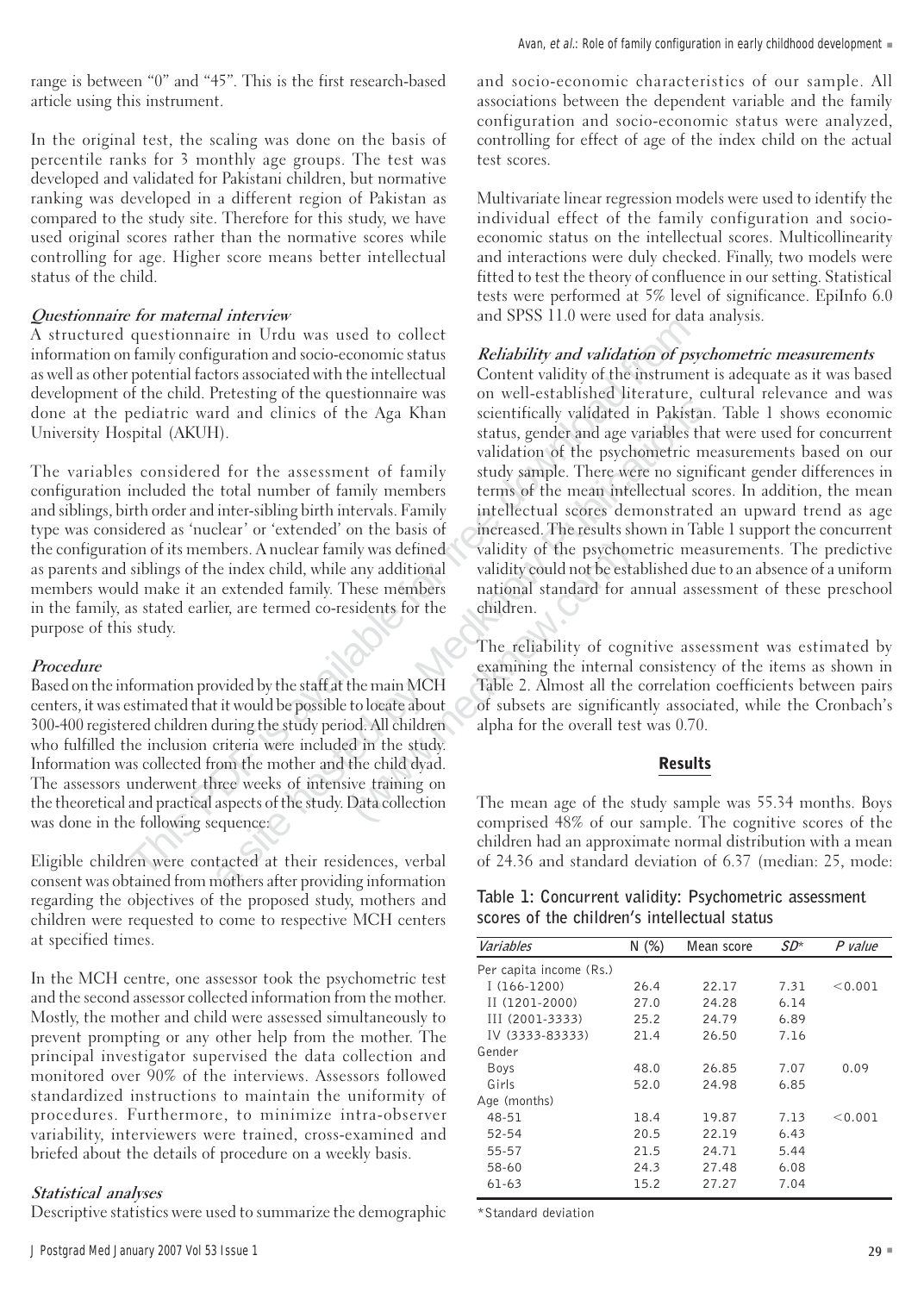range is between "0" and "45". This is the first research-based article using this instrument.

In the original test, the scaling was done on the basis of percentile ranks for 3 monthly age groups. The test was developed and validated for Pakistani children, but normative ranking was developed in a different region of Pakistan as compared to the study site. Therefore for this study, we have used original scores rather than the normative scores while controlling for age. Higher score means better intellectual status of the child.

### *Questionnaire for maternal interview*

A structured questionnaire in Urdu was used to collect information on family configuration and socio-economic status as well as other potential factors associated with the intellectual development of the child. Pretesting of the questionnaire was done at the pediatric ward and clinics of the Aga Khan University Hospital (AKUH).

The variables considered for the assessment of family configuration included the total number of family members and siblings, birth order and inter-sibling birth intervals. Family type was considered as 'nuclear' or 'extended' on the basis of the configuration of its members. A nuclear family was defined as parents and siblings of the index child, while any additional members would make it an extended family. These members in the family, as stated earlier, are termed co-residents for the purpose of this study.

### *Procedure*

Based on the information provided by the staff at the main MCH centers, it was estimated that it would be possible to locate about 300-400 registered children during the study period. All children who fulfilled the inclusion criteria were included in the study. Information was collected from the mother and the child dyad. The assessors underwent three weeks of intensive training on the theoretical and practical aspects of the study. Data collection was done in the following sequence:

Eligible children were contacted at their residences, verbal consent was obtained from mothers after providing information regarding the objectives of the proposed study, mothers and children were requested to come to respective MCH centers at specified times.

In the MCH centre, one assessor took the psychometric test and the second assessor collected information from the mother. Mostly, the mother and child were assessed simultaneously to prevent prompting or any other help from the mother. The principal investigator supervised the data collection and monitored over 90% of the interviews. Assessors followed standardized instructions to maintain the uniformity of procedures. Furthermore, to minimize intra-observer variability, interviewers were trained, cross-examined and briefed about the details of procedure on a weekly basis.

### *Statistical analyses*

Descriptive statistics were used to summarize the demographic and socio-economic characteristics of our sample. All associations between the dependent variable and the family configuration and socio-economic status were analyzed, controlling for effect of age of the index child on the actual test scores.

Multivariate linear regression models were used to identify the individual effect of the family configuration and socio-economic status on the intellectual scores. Multicollinearity and interactions were duly checked. Finally, two models were fitted to test the theory of confluence in our setting. Statistical tests were performed at 5% level of significance. EpiInfo 6.0 and SPSS 11.0 were used for data analysis.

### *Reliability and validation of psychometric measurements*

Content validity of the instrument is adequate as it was based on well-established literature, cultural relevance and was scientifically validated in Pakistan. Table 1 shows economic status, gender and age variables that were used for concurrent validation of the psychometric measurements based on our study sample. There were no significant gender differences in terms of the mean intellectual scores. In addition, the mean intellectual scores demonstrated an upward trend as age increased. The results shown in Table 1 support the concurrent validity of the psychometric measurements. The predictive validity could not be established due to an absence of a uniform national standard for annual assessment of these preschool children.

The reliability of cognitive assessment was estimated by examining the internal consistency of the items as shown in Table 2. Almost all the correlation coefficients between pairs of subsets are significantly associated, while the Cronbach's alpha for the overall test was 0.70.

## Results

The mean age of the study sample was 55.34 months. Boys comprised 48% of our sample. The cognitive scores of the children had an approximate normal distribution with a mean of 24.36 and standard deviation of 6.37 (median: 25, mode:

**Table 1: Concurrent validity: Psychometric assessment scores of the children's intellectual status**

| *Variables* | N (%) | Mean score | *SD\** | *P value* |
|---|---|---|---|---|
| Per capita income (Rs.) | | | | |
| I (166-1200) | 26.4 | 22.17 | 7.31 | <0.001 |
| II (1201-2000) | 27.0 | 24.28 | 6.14 | |
| III (2001-3333) | 25.2 | 24.79 | 6.89 | |
| IV (3333-83333) | 21.4 | 26.50 | 7.16 | |
| Gender | | | | |
| Boys | 48.0 | 26.85 | 7.07 | 0.09 |
| Girls | 52.0 | 24.98 | 6.85 | |
| Age (months) | | | | |
| 48-51 | 18.4 | 19.87 | 7.13 | <0.001 |
| 52-54 | 20.5 | 22.19 | 6.43 | |
| 55-57 | 21.5 | 24.71 | 5.44 | |
| 58-60 | 24.3 | 27.48 | 6.08 | |
| 61-63 | 15.2 | 27.27 | 7.04 | |

*Standard deviation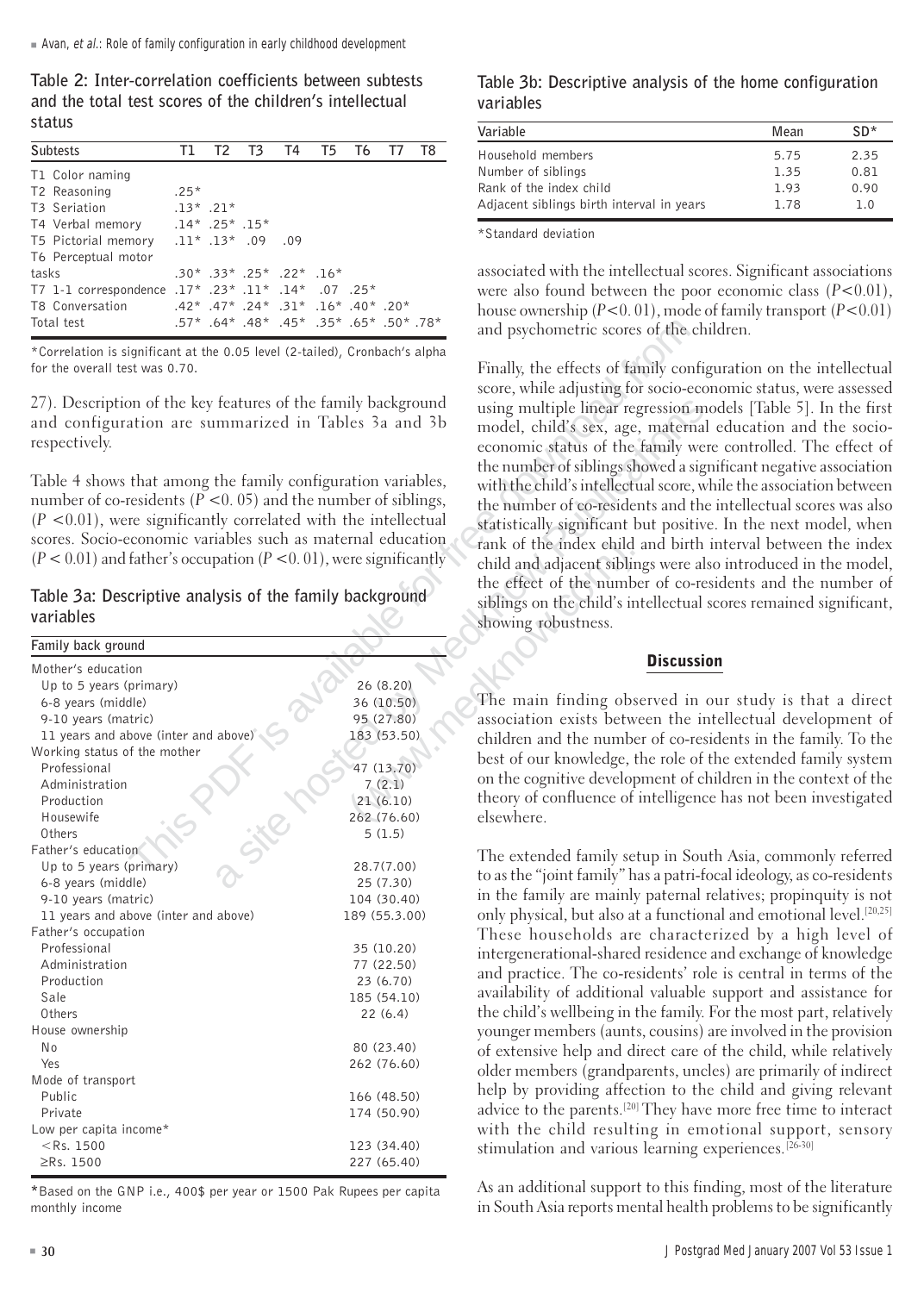**Table 2: Inter-correlation coefficients between subtests and the total test scores of the children's intellectual status**

| Subtests | T1 | T2 | T3 | T4 | T5 | T6 | T7 | T8 |
|---|---|---|---|---|---|---|---|---|
| T1 Color naming | | | | | | | | |
| T2 Reasoning | .25* | | | | | | | |
| T3 Seriation | .13* | .21* | | | | | | |
| T4 Verbal memory | .14* | .25* | .15* | | | | | |
| T5 Pictorial memory | .11* | .13* | .09 | .09 | | | | |
| T6 Perceptual motor tasks | .30* | .33* | .25* | .22* | .16* | | | |
| T7 1-1 correspondence | .17* | .23* | .11* | .14* | .07 | .25* | | |
| T8 Conversation | .42* | .47* | .24* | .31* | .16* | .40* | .20* | |
| Total test | .57* | .64* | .48* | .45* | .35* | .65* | .50* | .78* |

*Correlation is significant at the 0.05 level (2-tailed), Cronbach's alpha for the overall test was 0.70.

27). Description of the key features of the family background and configuration are summarized in Tables 3a and 3b respectively.

Table 4 shows that among the family configuration variables, number of co-residents ($P < 0.05$) and the number of siblings, ($P < 0.01$), were significantly correlated with the intellectual scores. Socio-economic variables such as maternal education ($P < 0.01$) and father's occupation ($P < 0.01$), were significantly associated with the intellectual scores. Significant associations were also found between the poor economic class ($P < 0.01$), house ownership ($P < 0.01$), mode of family transport ($P < 0.01$) and psychometric scores of the children.

**Table 3a: Descriptive analysis of the family background variables**

| Family back ground | |
|---|---|
| Mother's education | |
| Up to 5 years (primary) | 26 (8.20) |
| 6-8 years (middle) | 36 (10.50) |
| 9-10 years (matric) | 95 (27.80) |
| 11 years and above (inter and above) | 183 (53.50) |
| Working status of the mother | |
| Professional | 47 (13.70) |
| Administration | 7 (2.1) |
| Production | 21 (6.10) |
| Housewife | 262 (76.60) |
| Others | 5 (1.5) |
| Father's education | |
| Up to 5 years (primary) | 28.7(7.00) |
| 6-8 years (middle) | 25 (7.30) |
| 9-10 years (matric) | 104 (30.40) |
| 11 years and above (inter and above) | 189 (55.3.00) |
| Father's occupation | |
| Professional | 35 (10.20) |
| Administration | 77 (22.50) |
| Production | 23 (6.70) |
| Sale | 185 (54.10) |
| Others | 22 (6.4) |
| House ownership | |
| No | 80 (23.40) |
| Yes | 262 (76.60) |
| Mode of transport | |
| Public | 166 (48.50) |
| Private | 174 (50.90) |
| Low per capita income* | |
| <Rs. 1500 | 123 (34.40) |
| ≥Rs. 1500 | 227 (65.40) |

*Based on the GNP i.e., 400$ per year or 1500 Pak Rupees per capita monthly income

**Table 3b: Descriptive analysis of the home configuration variables**

| Variable | Mean | SD* |
|---|---|---|
| Household members | 5.75 | 2.35 |
| Number of siblings | 1.35 | 0.81 |
| Rank of the index child | 1.93 | 0.90 |
| Adjacent siblings birth interval in years | 1.78 | 1.0 |

*Standard deviation

Finally, the effects of family configuration on the intellectual score, while adjusting for socio-economic status, were assessed using multiple linear regression models [Table 5]. In the first model, child's sex, age, maternal education and the socio-economic status of the family were controlled. The effect of the number of siblings showed a significant negative association with the child's intellectual score, while the association between the number of co-residents and the intellectual scores was also statistically significant but positive. In the next model, when rank of the index child and birth interval between the index child and adjacent siblings were also introduced in the model, the effect of the number of co-residents and the number of siblings on the child's intellectual scores remained significant, showing robustness.

## Discussion

The main finding observed in our study is that a direct association exists between the intellectual development of children and the number of co-residents in the family. To the best of our knowledge, the role of the extended family system on the cognitive development of children in the context of the theory of confluence of intelligence has not been investigated elsewhere.

The extended family setup in South Asia, commonly referred to as the "joint family" has a patri-focal ideology, as co-residents in the family are mainly paternal relatives; propinquity is not only physical, but also at a functional and emotional level.[20,25] These households are characterized by a high level of intergenerational-shared residence and exchange of knowledge and practice. The co-residents' role is central in terms of the availability of additional valuable support and assistance for the child's wellbeing in the family. For the most part, relatively younger members (aunts, cousins) are involved in the provision of extensive help and direct care of the child, while relatively older members (grandparents, uncles) are primarily of indirect help by providing affection to the child and giving relevant advice to the parents.[20] They have more free time to interact with the child resulting in emotional support, sensory stimulation and various learning experiences.[26-30]

As an additional support to this finding, most of the literature in South Asia reports mental health problems to be significantly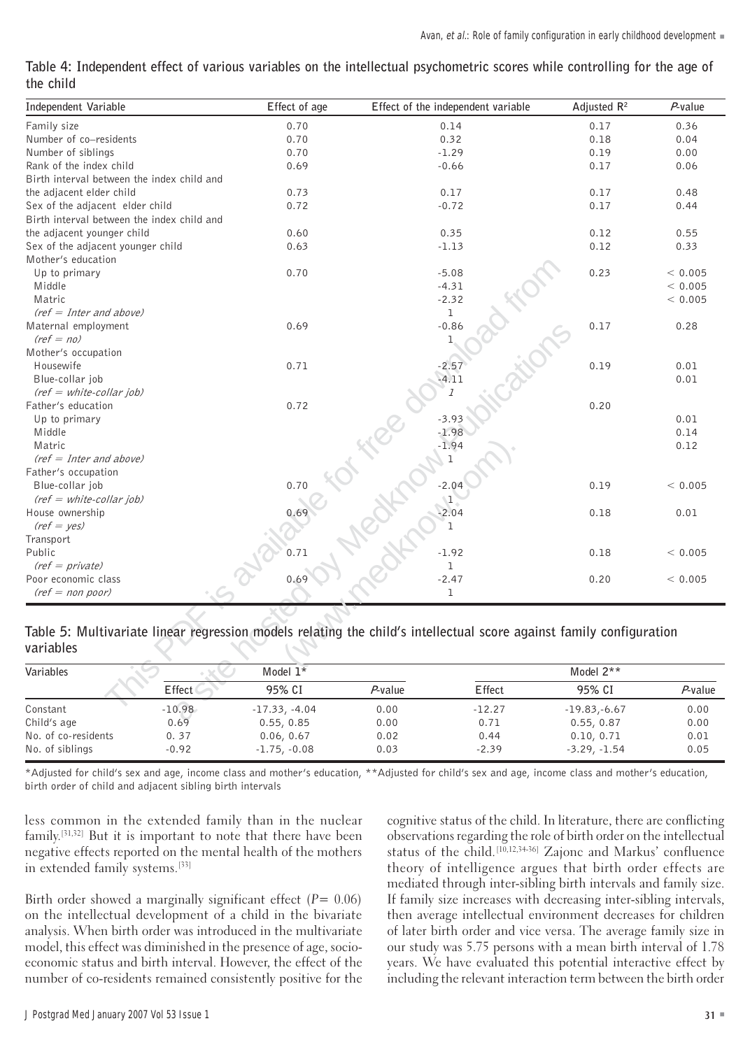**Table 4: Independent effect of various variables on the intellectual psychometric scores while controlling for the age of the child**

| Independent Variable | Effect of age | Effect of the independent variable | Adjusted $R^2$ | $P$-value |
|---|---|---|---|---|
| Family size | 0.70 | 0.14 | 0.17 | 0.36 |
| Number of co–residents | 0.70 | 0.32 | 0.18 | 0.04 |
| Number of siblings | 0.70 | -1.29 | 0.19 | 0.00 |
| Rank of the index child | 0.69 | -0.66 | 0.17 | 0.06 |
| Birth interval between the index child and the adjacent elder child | 0.73 | 0.17 | 0.17 | 0.48 |
| Sex of the adjacent elder child | 0.72 | -0.72 | 0.17 | 0.44 |
| Birth interval between the index child and the adjacent younger child | 0.60 | 0.35 | 0.12 | 0.55 |
| Sex of the adjacent younger child | 0.63 | -1.13 | 0.12 | 0.33 |
| Mother's education | | | | |
| Up to primary | 0.70 | -5.08 | 0.23 | < 0.005 |
| Middle | | -4.31 | | < 0.005 |
| Matric | | -2.32 | | < 0.005 |
| *(ref = Inter and above)* | | 1 | | |
| Maternal employment | 0.69 | -0.86 | 0.17 | 0.28 |
| *(ref = no)* | | 1 | | |
| Mother's occupation | | | | |
| Housewife | 0.71 | -2.57 | 0.19 | 0.01 |
| Blue-collar job | | -4.11 | | 0.01 |
| *(ref = white-collar job)* | | *1* | | |
| Father's education | 0.72 | | 0.20 | |
| Up to primary | | -3.93 | | 0.01 |
| Middle | | -1.98 | | 0.14 |
| Matric | | -1.94 | | 0.12 |
| *(ref = Inter and above)* | | 1 | | |
| Father's occupation | | | | |
| Blue-collar job | 0.70 | -2.04 | 0.19 | < 0.005 |
| *(ref = white-collar job)* | | 1 | | |
| House ownership | 0.69 | -2.04 | 0.18 | 0.01 |
| *(ref = yes)* | | 1 | | |
| Transport | | | | |
| Public | 0.71 | -1.92 | 0.18 | < 0.005 |
| *(ref = private)* | | 1 | | |
| Poor economic class | 0.69 | -2.47 | 0.20 | < 0.005 |
| *(ref = non poor)* | | 1 | | |

**Table 5: Multivariate linear regression models relating the child's intellectual score against family configuration variables**

| Variables | Model 1* | | | Model 2** | | |
|---|---|---|---|---|---|---|
| | Effect | 95% CI | $P$-value | Effect | 95% CI | $P$-value |
| Constant | -10.98 | -17.33, -4.04 | 0.00 | -12.27 | -19.83,-6.67 | 0.00 |
| Child's age | 0.69 | 0.55, 0.85 | 0.00 | 0.71 | 0.55, 0.87 | 0.00 |
| No. of co-residents | 0. 37 | 0.06, 0.67 | 0.02 | 0.44 | 0.10, 0.71 | 0.01 |
| No. of siblings | -0.92 | -1.75, -0.08 | 0.03 | -2.39 | -3.29, -1.54 | 0.05 |

*Adjusted for child's sex and age, income class and mother's education, **Adjusted for child's sex and age, income class and mother's education, birth order of child and adjacent sibling birth intervals

less common in the extended family than in the nuclear family.[31,32] But it is important to note that there have been negative effects reported on the mental health of the mothers in extended family systems.[33]

Birth order showed a marginally significant effect ($P = 0.06$) on the intellectual development of a child in the bivariate analysis. When birth order was introduced in the multivariate model, this effect was diminished in the presence of age, socio-economic status and birth interval. However, the effect of the number of co-residents remained consistently positive for the cognitive status of the child. In literature, there are conflicting observations regarding the role of birth order on the intellectual status of the child.[10,12,34-36] Zajonc and Markus' confluence theory of intelligence argues that birth order effects are mediated through inter-sibling birth intervals and family size. If family size increases with decreasing inter-sibling intervals, then average intellectual environment decreases for children of later birth order and vice versa. The average family size in our study was 5.75 persons with a mean birth interval of 1.78 years. We have evaluated this potential interactive effect by including the relevant interaction term between the birth order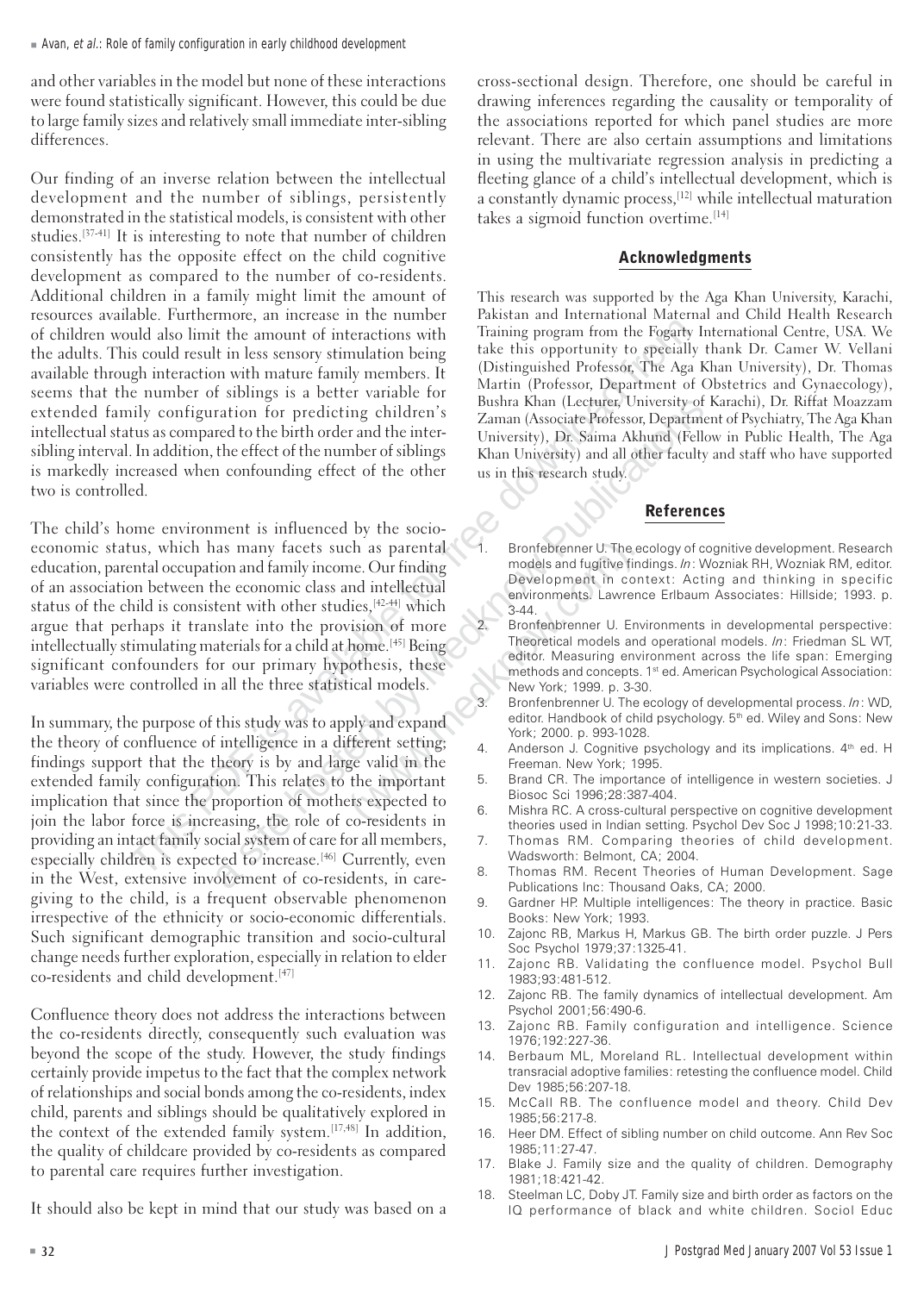and other variables in the model but none of these interactions were found statistically significant. However, this could be due to large family sizes and relatively small immediate inter-sibling differences.

Our finding of an inverse relation between the intellectual development and the number of siblings, persistently demonstrated in the statistical models, is consistent with other studies.[37-41] It is interesting to note that number of children consistently has the opposite effect on the child cognitive development as compared to the number of co-residents. Additional children in a family might limit the amount of resources available. Furthermore, an increase in the number of children would also limit the amount of interactions with the adults. This could result in less sensory stimulation being available through interaction with mature family members. It seems that the number of siblings is a better variable for extended family configuration for predicting children's intellectual status as compared to the birth order and the inter-sibling interval. In addition, the effect of the number of siblings is markedly increased when confounding effect of the other two is controlled.

The child's home environment is influenced by the socio-economic status, which has many facets such as parental education, parental occupation and family income. Our finding of an association between the economic class and intellectual status of the child is consistent with other studies,[42-44] which argue that perhaps it translate into the provision of more intellectually stimulating materials for a child at home.[45] Being significant confounders for our primary hypothesis, these variables were controlled in all the three statistical models.

In summary, the purpose of this study was to apply and expand the theory of confluence of intelligence in a different setting; findings support that the theory is by and large valid in the extended family configuration. This relates to the important implication that since the proportion of mothers expected to join the labor force is increasing, the role of co-residents in providing an intact family social system of care for all members, especially children is expected to increase.[46] Currently, even in the West, extensive involvement of co-residents, in care-giving to the child, is a frequent observable phenomenon irrespective of the ethnicity or socio-economic differentials. Such significant demographic transition and socio-cultural change needs further exploration, especially in relation to elder co-residents and child development.[47]

Confluence theory does not address the interactions between the co-residents directly, consequently such evaluation was beyond the scope of the study. However, the study findings certainly provide impetus to the fact that the complex network of relationships and social bonds among the co-residents, index child, parents and siblings should be qualitatively explored in the context of the extended family system.[17,48] In addition, the quality of childcare provided by co-residents as compared to parental care requires further investigation.

It should also be kept in mind that our study was based on a cross-sectional design. Therefore, one should be careful in drawing inferences regarding the causality or temporality of the associations reported for which panel studies are more relevant. There are also certain assumptions and limitations in using the multivariate regression analysis in predicting a fleeting glance of a child's intellectual development, which is a constantly dynamic process,[12] while intellectual maturation takes a sigmoid function overtime.[14]

## Acknowledgments

This research was supported by the Aga Khan University, Karachi, Pakistan and International Maternal and Child Health Research Training program from the Fogarty International Centre, USA. We take this opportunity to specially thank Dr. Camer W. Vellani (Distinguished Professor, The Aga Khan University), Dr. Thomas Martin (Professor, Department of Obstetrics and Gynaecology), Bushra Khan (Lecturer, University of Karachi), Dr. Riffat Moazzam Zaman (Associate Professor, Department of Psychiatry, The Aga Khan University), Dr. Saima Akhund (Fellow in Public Health, The Aga Khan University) and all other faculty and staff who have supported us in this research study.

## References

1. Bronfebrenner U. The ecology of cognitive development. Research models and fugitive findings. *In*: Wozniak RH, Wozniak RM, editor. Development in context: Acting and thinking in specific environments. Lawrence Erlbaum Associates: Hillside; 1993. p. 3-44.
2. Bronfenbrenner U. Environments in developmental perspective: Theoretical models and operational models. *In*: Friedman SL WT, editor. Measuring environment across the life span: Emerging methods and concepts. 1st ed. American Psychological Association: New York; 1999. p. 3-30.
3. Bronfenbrenner U. The ecology of developmental process. *In*: WD, editor. Handbook of child psychology. 5th ed. Wiley and Sons: New York; 2000. p. 993-1028.
4. Anderson J. Cognitive psychology and its implications. 4th ed. H Freeman. New York; 1995.
5. Brand CR. The importance of intelligence in western societies. J Biosoc Sci 1996;28:387-404.
6. Mishra RC. A cross-cultural perspective on cognitive development theories used in Indian setting. Psychol Dev Soc J 1998;10:21-33.
7. Thomas RM. Comparing theories of child development. Wadsworth: Belmont, CA; 2004.
8. Thomas RM. Recent Theories of Human Development. Sage Publications Inc: Thousand Oaks, CA; 2000.
9. Gardner HP. Multiple intelligences: The theory in practice. Basic Books: New York; 1993.
10. Zajonc RB, Markus H, Markus GB. The birth order puzzle. J Pers Soc Psychol 1979;37:1325-41.
11. Zajonc RB. Validating the confluence model. Psychol Bull 1983;93:481-512.
12. Zajonc RB. The family dynamics of intellectual development. Am Psychol 2001;56:490-6.
13. Zajonc RB. Family configuration and intelligence. Science 1976;192:227-36.
14. Berbaum ML, Moreland RL. Intellectual development within transracial adoptive families: retesting the confluence model. Child Dev 1985;56:207-18.
15. McCall RB. The confluence model and theory. Child Dev 1985;56:217-8.
16. Heer DM. Effect of sibling number on child outcome. Ann Rev Soc 1985;11:27-47.
17. Blake J. Family size and the quality of children. Demography 1981;18:421-42.
18. Steelman LC, Doby JT. Family size and birth order as factors on the IQ performance of black and white children. Sociol Educ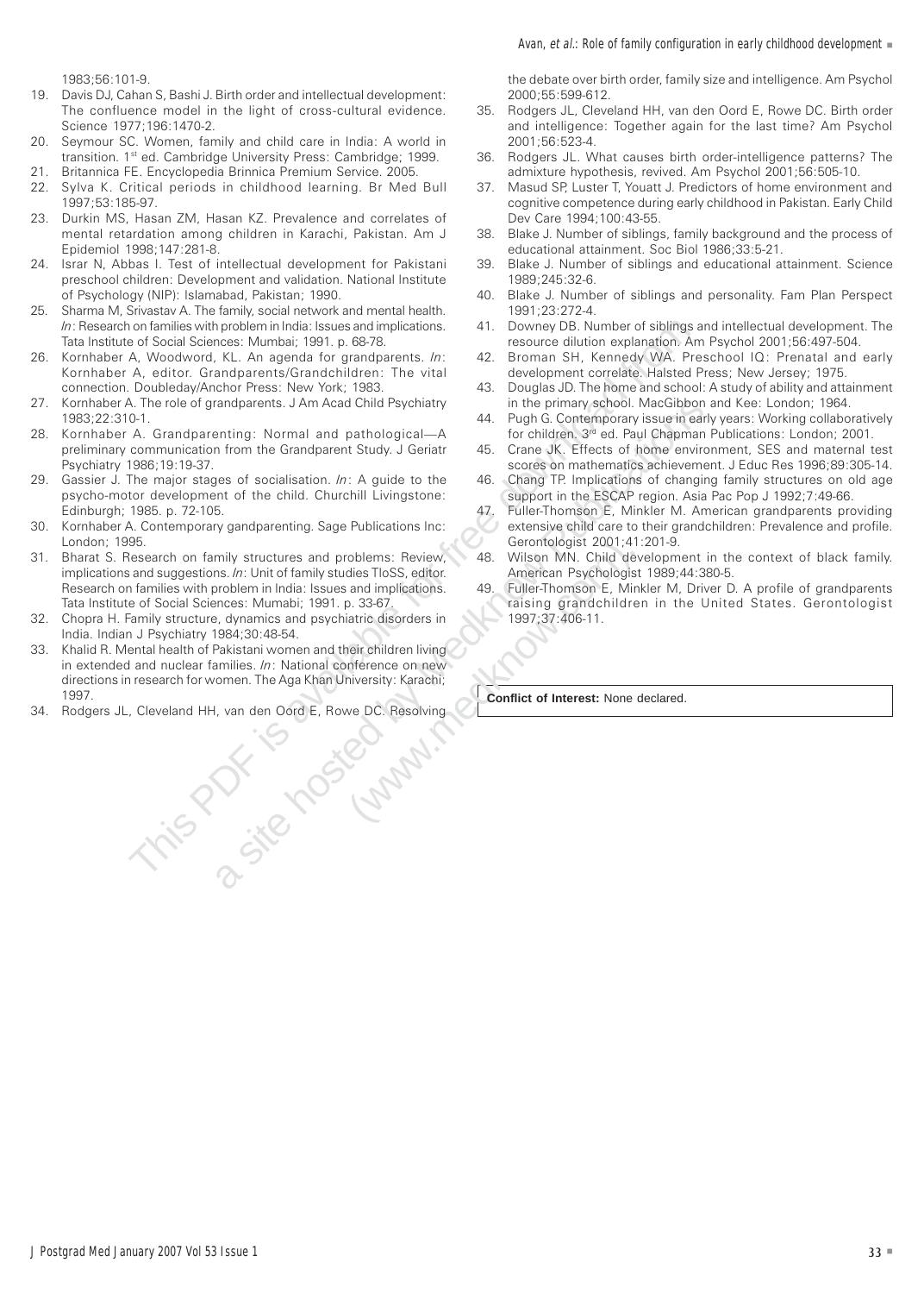1983;56:101-9.

19. Davis DJ, Cahan S, Bashi J. Birth order and intellectual development: The confluence model in the light of cross-cultural evidence. Science 1977;196:1470-2.
20. Seymour SC. Women, family and child care in India: A world in transition. 1st ed. Cambridge University Press: Cambridge; 1999.
21. Britannica FE. Encyclopedia Brinnica Premium Service. 2005.
22. Sylva K. Critical periods in childhood learning. Br Med Bull 1997;53:185-97.
23. Durkin MS, Hasan ZM, Hasan KZ. Prevalence and correlates of mental retardation among children in Karachi, Pakistan. Am J Epidemiol 1998;147:281-8.
24. Israr N, Abbas I. Test of intellectual development for Pakistani preschool children: Development and validation. National Institute of Psychology (NIP): Islamabad, Pakistan; 1990.
25. Sharma M, Srivastav A. The family, social network and mental health. *In*: Research on families with problem in India: Issues and implications. Tata Institute of Social Sciences: Mumbai; 1991. p. 68-78.
26. Kornhaber A, Woodword, KL. An agenda for grandparents. *In*: Kornhaber A, editor. Grandparents/Grandchildren: The vital connection. Doubleday/Anchor Press: New York; 1983.
27. Kornhaber A. The role of grandparents. J Am Acad Child Psychiatry 1983;22:310-1.
28. Kornhaber A. Grandparenting: Normal and pathological—A preliminary communication from the Grandparent Study. J Geriatr Psychiatry 1986;19:19-37.
29. Gassier J. The major stages of socialisation. *In*: A guide to the psycho-motor development of the child. Churchill Livingstone: Edinburgh; 1985. p. 72-105.
30. Kornhaber A. Contemporary gandparenting. Sage Publications Inc: London; 1995.
31. Bharat S. Research on family structures and problems: Review, implications and suggestions. *In*: Unit of family studies TIoSS, editor. Research on families with problem in India: Issues and implications. Tata Institute of Social Sciences: Mumabi; 1991. p. 33-67.
32. Chopra H. Family structure, dynamics and psychiatric disorders in India. Indian J Psychiatry 1984;30:48-54.
33. Khalid R. Mental health of Pakistani women and their children living in extended and nuclear families. *In*: National conference on new directions in research for women. The Aga Khan University: Karachi; 1997.
34. Rodgers JL, Cleveland HH, van den Oord E, Rowe DC. Resolving the debate over birth order, family size and intelligence. Am Psychol 2000;55:599-612.
35. Rodgers JL, Cleveland HH, van den Oord E, Rowe DC. Birth order and intelligence: Together again for the last time? Am Psychol 2001;56:523-4.
36. Rodgers JL. What causes birth order-intelligence patterns? The admixture hypothesis, revived. Am Psychol 2001;56:505-10.
37. Masud SP, Luster T, Youatt J. Predictors of home environment and cognitive competence during early childhood in Pakistan. Early Child Dev Care 1994;100:43-55.
38. Blake J. Number of siblings, family background and the process of educational attainment. Soc Biol 1986;33:5-21.
39. Blake J. Number of siblings and educational attainment. Science 1989;245:32-6.
40. Blake J. Number of siblings and personality. Fam Plan Perspect 1991;23:272-4.
41. Downey DB. Number of siblings and intellectual development. The resource dilution explanation. Am Psychol 2001;56:497-504.
42. Broman SH, Kennedy WA. Preschool IQ: Prenatal and early development correlate. Halsted Press; New Jersey; 1975.
43. Douglas JD. The home and school: A study of ability and attainment in the primary school. MacGibbon and Kee: London; 1964.
44. Pugh G. Contemporary issue in early years: Working collaboratively for children. 3rd ed. Paul Chapman Publications: London; 2001.
45. Crane JK. Effects of home environment, SES and maternal test scores on mathematics achievement. J Educ Res 1996;89:305-14.
46. Chang TP. Implications of changing family structures on old age support in the ESCAP region. Asia Pac Pop J 1992;7:49-66.
47. Fuller-Thomson E, Minkler M. American grandparents providing extensive child care to their grandchildren: Prevalence and profile. Gerontologist 2001;41:201-9.
48. Wilson MN. Child development in the context of black family. American Psychologist 1989;44:380-5.
49. Fuller-Thomson E, Minkler M, Driver D. A profile of grandparents raising grandchildren in the United States. Gerontologist 1997;37:406-11.

**Conflict of Interest:** None declared.